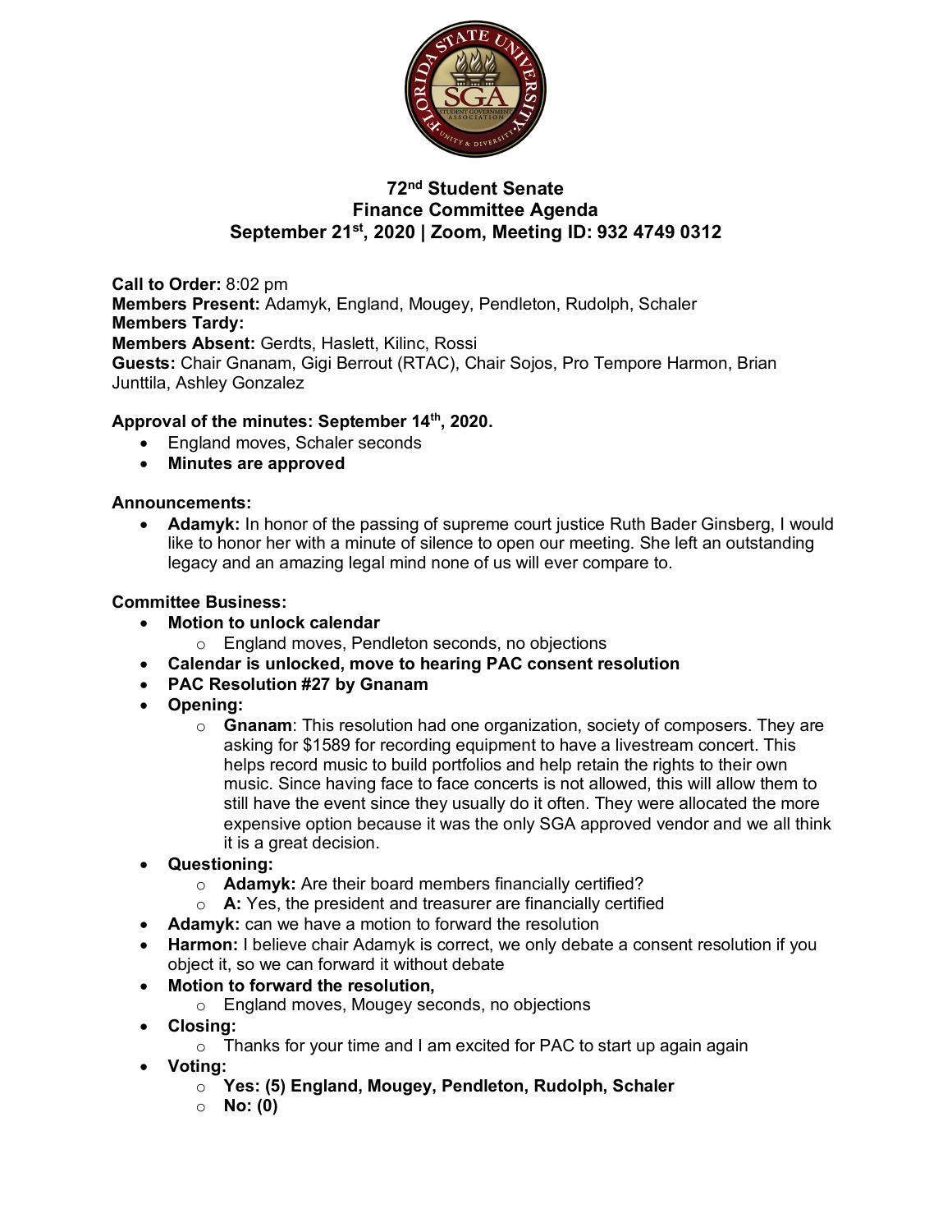# 72nd Student Senate
## Finance Committee Agenda
### September 21st, 2020 | Zoom, Meeting ID: 932 4749 0312

**Call to Order:** 8:02 pm
**Members Present:** Adamyk, England, Mougey, Pendleton, Rudolph, Schaler
**Members Tardy:**
**Members Absent:** Gerdts, Haslett, Kilinc, Rossi
**Guests:** Chair Gnanam, Gigi Berrout (RTAC), Chair Sojos, Pro Tempore Harmon, Brian Junttila, Ashley Gonzalez

**Approval of the minutes: September 14th, 2020.**

- England moves, Schaler seconds
- **Minutes are approved**

**Announcements:**

- **Adamyk:** In honor of the passing of supreme court justice Ruth Bader Ginsberg, I would like to honor her with a minute of silence to open our meeting. She left an outstanding legacy and an amazing legal mind none of us will ever compare to.

**Committee Business:**

- **Motion to unlock calendar**
  - England moves, Pendleton seconds, no objections
- **Calendar is unlocked, move to hearing PAC consent resolution**
- **PAC Resolution #27 by Gnanam**
- **Opening:**
  - **Gnanam**: This resolution had one organization, society of composers. They are asking for $1589 for recording equipment to have a livestream concert. This helps record music to build portfolios and help retain the rights to their own music. Since having face to face concerts is not allowed, this will allow them to still have the event since they usually do it often. They were allocated the more expensive option because it was the only SGA approved vendor and we all think it is a great decision.
- **Questioning:**
  - **Adamyk:** Are their board members financially certified?
  - **A:** Yes, the president and treasurer are financially certified
- **Adamyk:** can we have a motion to forward the resolution
- **Harmon:** I believe chair Adamyk is correct, we only debate a consent resolution if you object it, so we can forward it without debate
- **Motion to forward the resolution,**
  - England moves, Mougey seconds, no objections
- **Closing:**
  - Thanks for your time and I am excited for PAC to start up again again
- **Voting:**
  - **Yes: (5) England, Mougey, Pendleton, Rudolph, Schaler**
  - **No: (0)**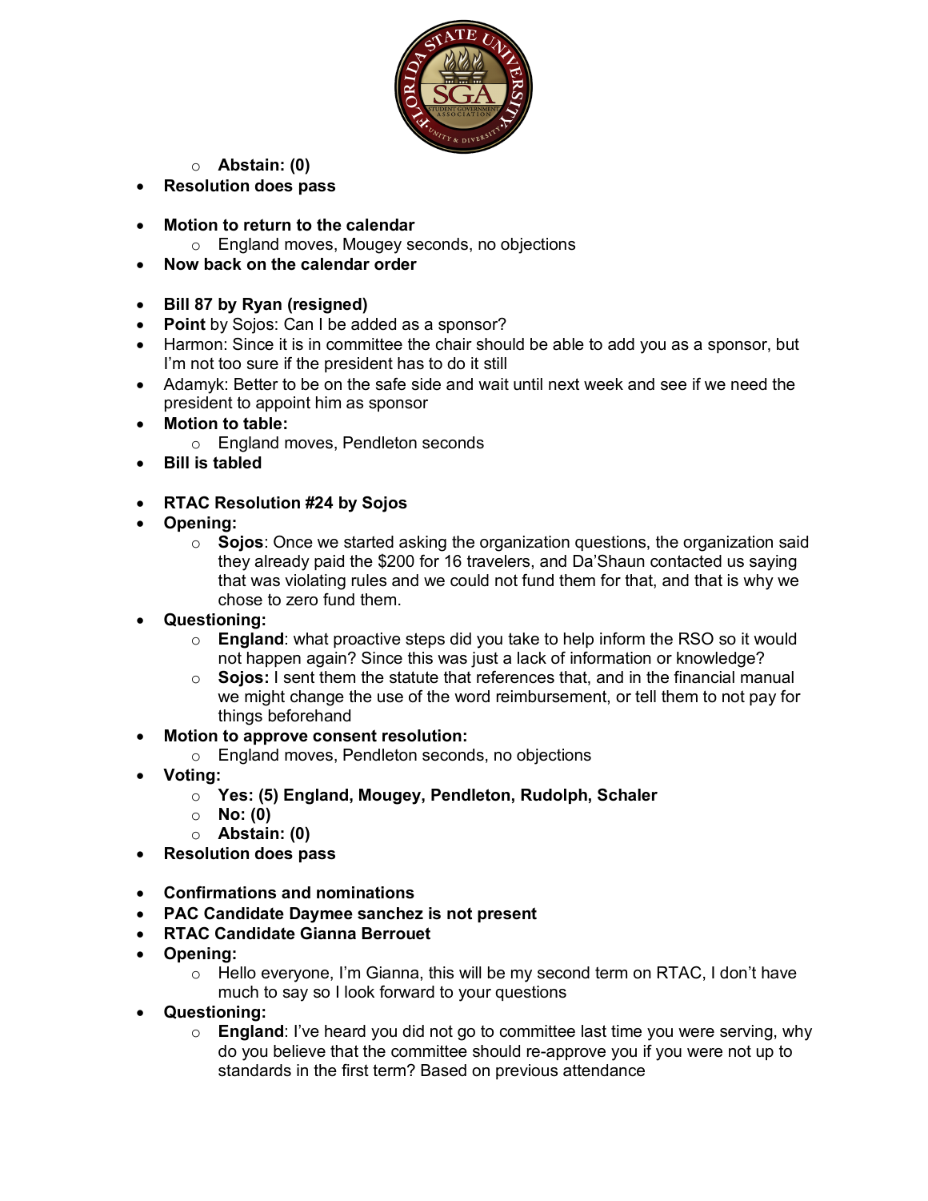- Abstain: (0)
- **Resolution does pass**

- **Motion to return to the calendar**
    - England moves, Mougey seconds, no objections
- **Now back on the calendar order**

- **Bill 87 by Ryan (resigned)**
- **Point** by Sojos: Can I be added as a sponsor?
- Harmon: Since it is in committee the chair should be able to add you as a sponsor, but I'm not too sure if the president has to do it still
- Adamyk: Better to be on the safe side and wait until next week and see if we need the president to appoint him as sponsor
- **Motion to table:**
    - England moves, Pendleton seconds
- **Bill is tabled**

- **RTAC Resolution #24 by Sojos**
- **Opening:**
    - **Sojos**: Once we started asking the organization questions, the organization said they already paid the $200 for 16 travelers, and Da'Shaun contacted us saying that was violating rules and we could not fund them for that, and that is why we chose to zero fund them.
- **Questioning:**
    - **England**: what proactive steps did you take to help inform the RSO so it would not happen again? Since this was just a lack of information or knowledge?
    - **Sojos:** I sent them the statute that references that, and in the financial manual we might change the use of the word reimbursement, or tell them to not pay for things beforehand
- **Motion to approve consent resolution:**
    - England moves, Pendleton seconds, no objections
- **Voting:**
    - **Yes: (5) England, Mougey, Pendleton, Rudolph, Schaler**
    - **No: (0)**
    - **Abstain: (0)**
- **Resolution does pass**

- **Confirmations and nominations**
- **PAC Candidate Daymee sanchez is not present**
- **RTAC Candidate Gianna Berrouet**
- **Opening:**
    - Hello everyone, I'm Gianna, this will be my second term on RTAC, I don't have much to say so I look forward to your questions
- **Questioning:**
    - **England**: I've heard you did not go to committee last time you were serving, why do you believe that the committee should re-approve you if you were not up to standards in the first term? Based on previous attendance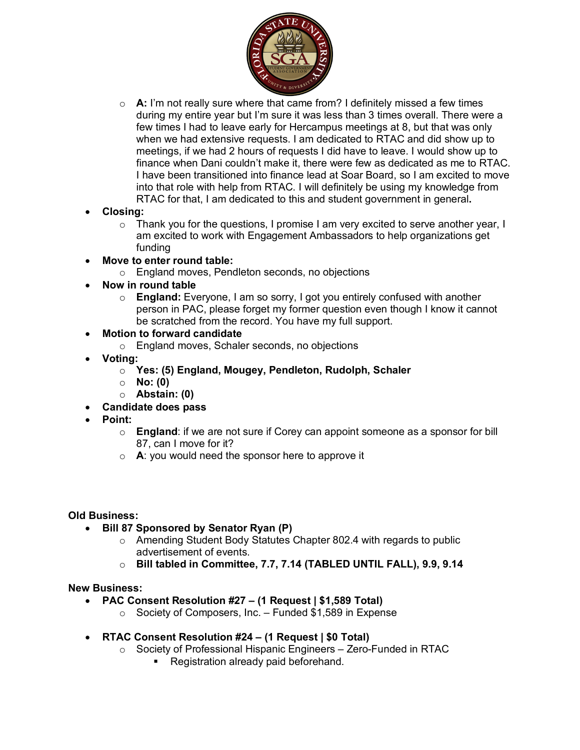- **A:** I'm not really sure where that came from? I definitely missed a few times during my entire year but I'm sure it was less than 3 times overall. There were a few times I had to leave early for Hercampus meetings at 8, but that was only when we had extensive requests. I am dedicated to RTAC and did show up to meetings, if we had 2 hours of requests I did have to leave. I would show up to finance when Dani couldn't make it, there were few as dedicated as me to RTAC. I have been transitioned into finance lead at Soar Board, so I am excited to move into that role with help from RTAC. I will definitely be using my knowledge from RTAC for that, I am dedicated to this and student government in general.

- **Closing:**
  - Thank you for the questions, I promise I am very excited to serve another year, I am excited to work with Engagement Ambassadors to help organizations get funding
- **Move to enter round table:**
  - England moves, Pendleton seconds, no objections
- **Now in round table**
  - **England:** Everyone, I am so sorry, I got you entirely confused with another person in PAC, please forget my former question even though I know it cannot be scratched from the record. You have my full support.
- **Motion to forward candidate**
  - England moves, Schaler seconds, no objections
- **Voting:**
  - **Yes: (5) England, Mougey, Pendleton, Rudolph, Schaler**
  - **No: (0)**
  - **Abstain: (0)**
- **Candidate does pass**
- **Point:**
  - **England**: if we are not sure if Corey can appoint someone as a sponsor for bill 87, can I move for it?
  - **A**: you would need the sponsor here to approve it

**Old Business:**

- **Bill 87 Sponsored by Senator Ryan (P)**
  - Amending Student Body Statutes Chapter 802.4 with regards to public advertisement of events.
  - **Bill tabled in Committee, 7.7, 7.14 (TABLED UNTIL FALL), 9.9, 9.14**

**New Business:**

- **PAC Consent Resolution #27 – (1 Request | $1,589 Total)**
  - Society of Composers, Inc. – Funded $1,589 in Expense

- **RTAC Consent Resolution #24 – (1 Request | $0 Total)**
  - Society of Professional Hispanic Engineers – Zero-Funded in RTAC
    - Registration already paid beforehand.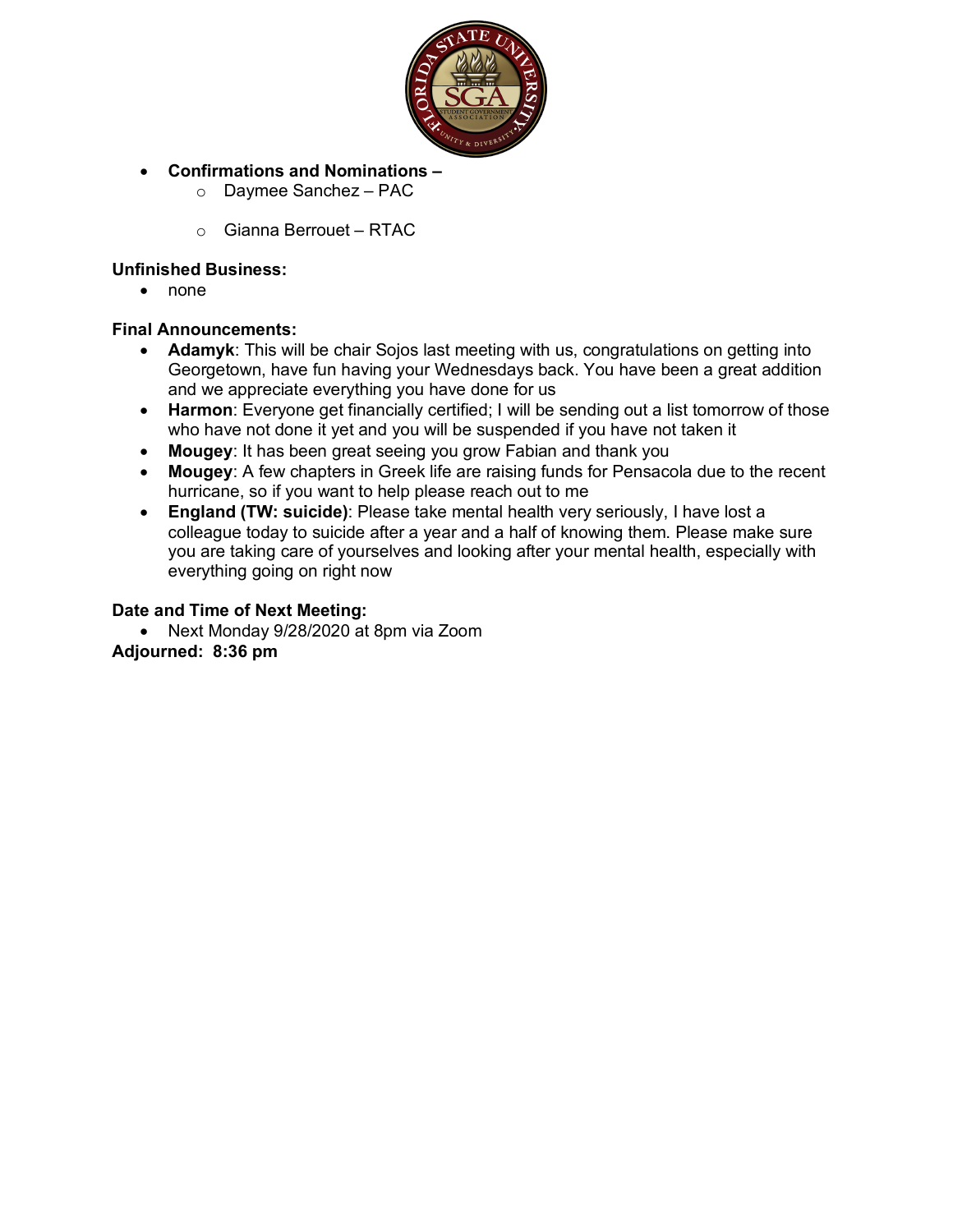- **Confirmations and Nominations –**
  - Daymee Sanchez – PAC
  - Gianna Berrouet – RTAC

**Unfinished Business:**

- none

**Final Announcements:**

- **Adamyk**: This will be chair Sojos last meeting with us, congratulations on getting into Georgetown, have fun having your Wednesdays back. You have been a great addition and we appreciate everything you have done for us
- **Harmon**: Everyone get financially certified; I will be sending out a list tomorrow of those who have not done it yet and you will be suspended if you have not taken it
- **Mougey**: It has been great seeing you grow Fabian and thank you
- **Mougey**: A few chapters in Greek life are raising funds for Pensacola due to the recent hurricane, so if you want to help please reach out to me
- **England (TW: suicide)**: Please take mental health very seriously, I have lost a colleague today to suicide after a year and a half of knowing them. Please make sure you are taking care of yourselves and looking after your mental health, especially with everything going on right now

**Date and Time of Next Meeting:**

- Next Monday 9/28/2020 at 8pm via Zoom

**Adjourned: 8:36 pm**